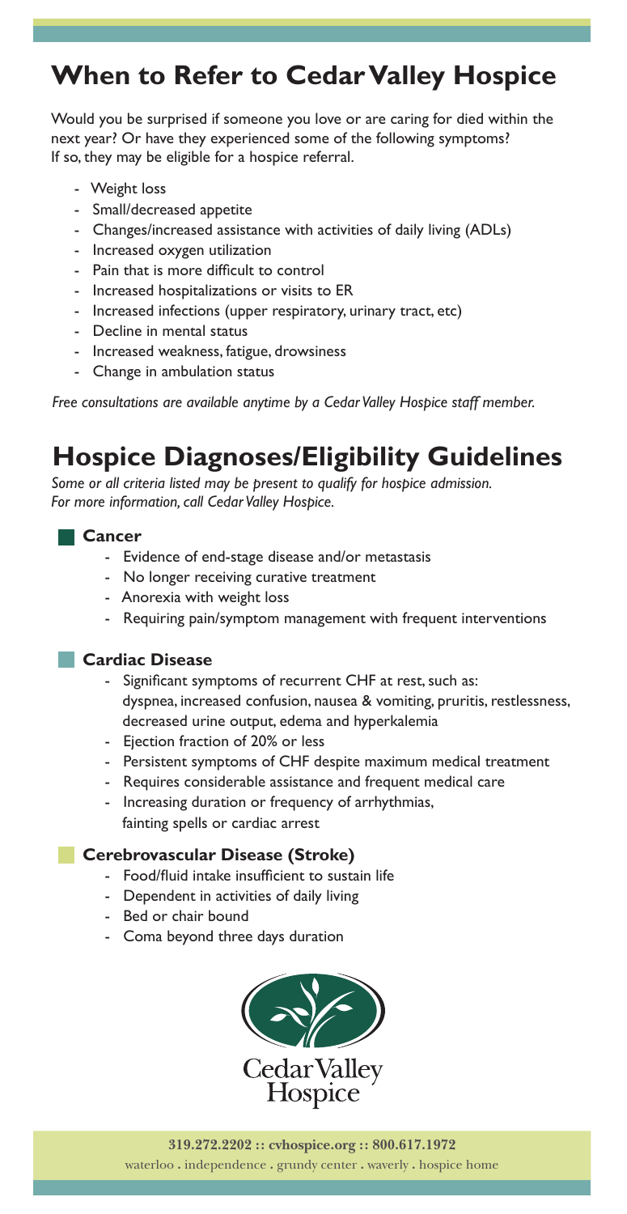# When to Refer to Cedar Valley Hospice

Would you be surprised if someone you love or are caring for died within the next year? Or have they experienced some of the following symptoms? If so, they may be eligible for a hospice referral.

- Weight loss
- Small/decreased appetite
- Changes/increased assistance with activities of daily living (ADLs)
- Increased oxygen utilization
- Pain that is more difficult to control
- Increased hospitalizations or visits to ER
- Increased infections (upper respiratory, urinary tract, etc)
- Decline in mental status
- Increased weakness, fatigue, drowsiness
- Change in ambulation status

*Free consultations are available anytime by a Cedar Valley Hospice staff member.*

# Hospice Diagnoses/Eligibility Guidelines

*Some or all criteria listed may be present to qualify for hospice admission. For more information, call Cedar Valley Hospice.*

### Cancer

- Evidence of end-stage disease and/or metastasis
- No longer receiving curative treatment
- Anorexia with weight loss
- Requiring pain/symptom management with frequent interventions

### Cardiac Disease

- Significant symptoms of recurrent CHF at rest, such as: dyspnea, increased confusion, nausea & vomiting, pruritis, restlessness, decreased urine output, edema and hyperkalemia
- Ejection fraction of 20% or less
- Persistent symptoms of CHF despite maximum medical treatment
- Requires considerable assistance and frequent medical care
- Increasing duration or frequency of arrhythmias, fainting spells or cardiac arrest

### Cerebrovascular Disease (Stroke)

- Food/fluid intake insufficient to sustain life
- Dependent in activities of daily living
- Bed or chair bound
- Coma beyond three days duration

Cedar Valley Hospice

**319.272.2202 :: cvhospice.org :: 800.617.1972**

waterloo . independence . grundy center . waverly . hospice home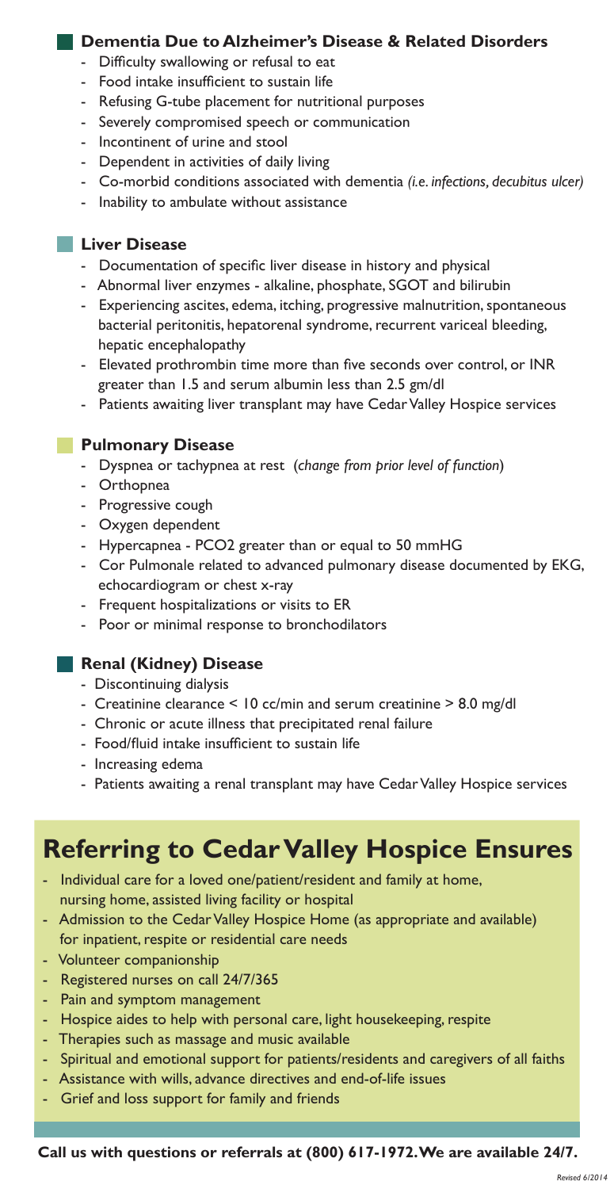### Dementia Due to Alzheimer's Disease & Related Disorders

- Difficulty swallowing or refusal to eat
- Food intake insufficient to sustain life
- Refusing G-tube placement for nutritional purposes
- Severely compromised speech or communication
- Incontinent of urine and stool
- Dependent in activities of daily living
- Co-morbid conditions associated with dementia *(i.e. infections, decubitus ulcer)*
- Inability to ambulate without assistance

### Liver Disease

- Documentation of specific liver disease in history and physical
- Abnormal liver enzymes - alkaline, phosphate, SGOT and bilirubin
- Experiencing ascites, edema, itching, progressive malnutrition, spontaneous bacterial peritonitis, hepatorenal syndrome, recurrent variceal bleeding, hepatic encephalopathy
- Elevated prothrombin time more than five seconds over control, or INR greater than 1.5 and serum albumin less than 2.5 gm/dl
- Patients awaiting liver transplant may have Cedar Valley Hospice services

### Pulmonary Disease

- Dyspnea or tachypnea at rest (*change from prior level of function*)
- Orthopnea
- Progressive cough
- Oxygen dependent
- Hypercapnea - PCO2 greater than or equal to 50 mmHG
- Cor Pulmonale related to advanced pulmonary disease documented by EKG, echocardiogram or chest x-ray
- Frequent hospitalizations or visits to ER
- Poor or minimal response to bronchodilators

### Renal (Kidney) Disease

- Discontinuing dialysis
- Creatinine clearance < 10 cc/min and serum creatinine > 8.0 mg/dl
- Chronic or acute illness that precipitated renal failure
- Food/fluid intake insufficient to sustain life
- Increasing edema
- Patients awaiting a renal transplant may have Cedar Valley Hospice services

## Referring to Cedar Valley Hospice Ensures

- Individual care for a loved one/patient/resident and family at home, nursing home, assisted living facility or hospital
- Admission to the Cedar Valley Hospice Home (as appropriate and available) for inpatient, respite or residential care needs
- Volunteer companionship
- Registered nurses on call 24/7/365
- Pain and symptom management
- Hospice aides to help with personal care, light housekeeping, respite
- Therapies such as massage and music available
- Spiritual and emotional support for patients/residents and caregivers of all faiths
- Assistance with wills, advance directives and end-of-life issues
- Grief and loss support for family and friends

**Call us with questions or referrals at (800) 617-1972. We are available 24/7.**

*Revised 6/2014*